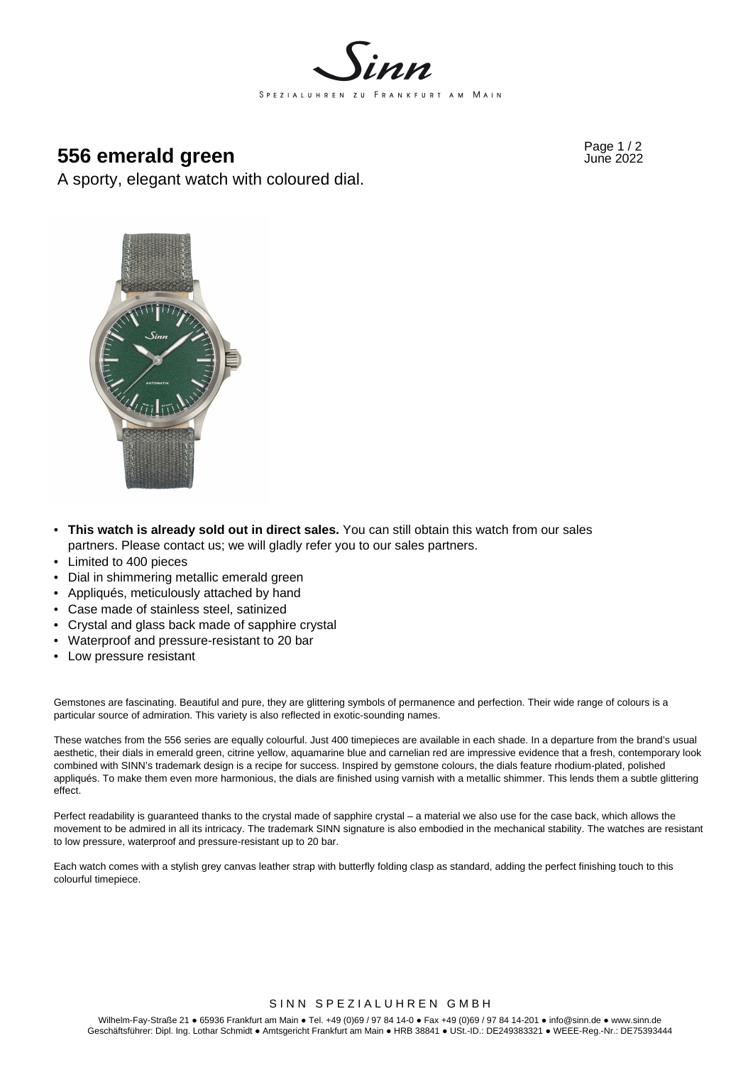Sinn

SPEZIALUHREN ZU FRANKFURT AM MAIN

# 556 emerald green

June 2022

A sporty, elegant watch with coloured dial.

- **This watch is already sold out in direct sales.** You can still obtain this watch from our sales partners. Please contact us; we will gladly refer you to our sales partners.
- Limited to 400 pieces
- Dial in shimmering metallic emerald green
- Appliqués, meticulously attached by hand
- Case made of stainless steel, satinized
- Crystal and glass back made of sapphire crystal
- Waterproof and pressure-resistant to 20 bar
- Low pressure resistant

Gemstones are fascinating. Beautiful and pure, they are glittering symbols of permanence and perfection. Their wide range of colours is a particular source of admiration. This variety is also reflected in exotic-sounding names.

These watches from the 556 series are equally colourful. Just 400 timepieces are available in each shade. In a departure from the brand's usual aesthetic, their dials in emerald green, citrine yellow, aquamarine blue and carnelian red are impressive evidence that a fresh, contemporary look combined with SINN's trademark design is a recipe for success. Inspired by gemstone colours, the dials feature rhodium-plated, polished appliqués. To make them even more harmonious, the dials are finished using varnish with a metallic shimmer. This lends them a subtle glittering effect.

Perfect readability is guaranteed thanks to the crystal made of sapphire crystal – a material we also use for the case back, which allows the movement to be admired in all its intricacy. The trademark SINN signature is also embodied in the mechanical stability. The watches are resistant to low pressure, waterproof and pressure-resistant up to 20 bar.

Each watch comes with a stylish grey canvas leather strap with butterfly folding clasp as standard, adding the perfect finishing touch to this colourful timepiece.

SINN SPEZIALUHREN GMBH

Wilhelm-Fay-Straße 21 ● 65936 Frankfurt am Main ● Tel. +49 (0)69 / 97 84 14-0 ● Fax +49 (0)69 / 97 84 14-201 ● info@sinn.de ● www.sinn.de
Geschäftsführer: Dipl. Ing. Lothar Schmidt ● Amtsgericht Frankfurt am Main ● HRB 38841 ● USt.-ID.: DE249383321 ● WEEE-Reg.-Nr.: DE75393444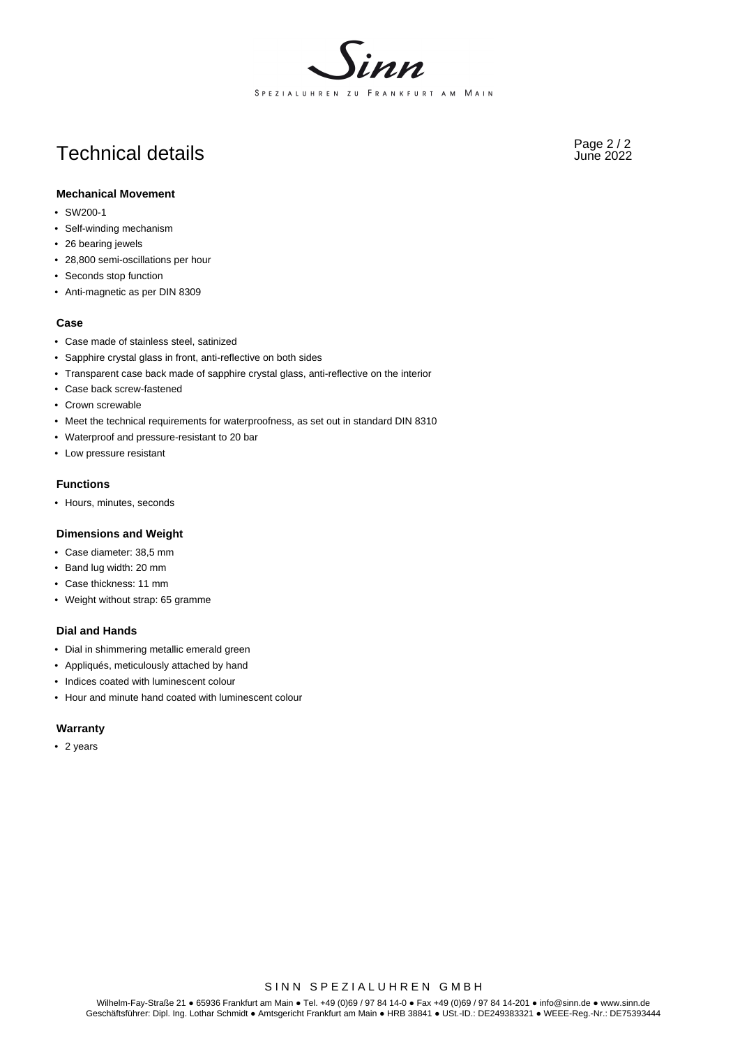# Technical details

June 2022

### Mechanical Movement

- SW200-1
- Self-winding mechanism
- 26 bearing jewels
- 28,800 semi-oscillations per hour
- Seconds stop function
- Anti-magnetic as per DIN 8309

### Case

- Case made of stainless steel, satinized
- Sapphire crystal glass in front, anti-reflective on both sides
- Transparent case back made of sapphire crystal glass, anti-reflective on the interior
- Case back screw-fastened
- Crown screwable
- Meet the technical requirements for waterproofness, as set out in standard DIN 8310
- Waterproof and pressure-resistant to 20 bar
- Low pressure resistant

### Functions

- Hours, minutes, seconds

### Dimensions and Weight

- Case diameter: 38,5 mm
- Band lug width: 20 mm
- Case thickness: 11 mm
- Weight without strap: 65 gramme

### Dial and Hands

- Dial in shimmering metallic emerald green
- Appliqués, meticulously attached by hand
- Indices coated with luminescent colour
- Hour and minute hand coated with luminescent colour

### Warranty

- 2 years